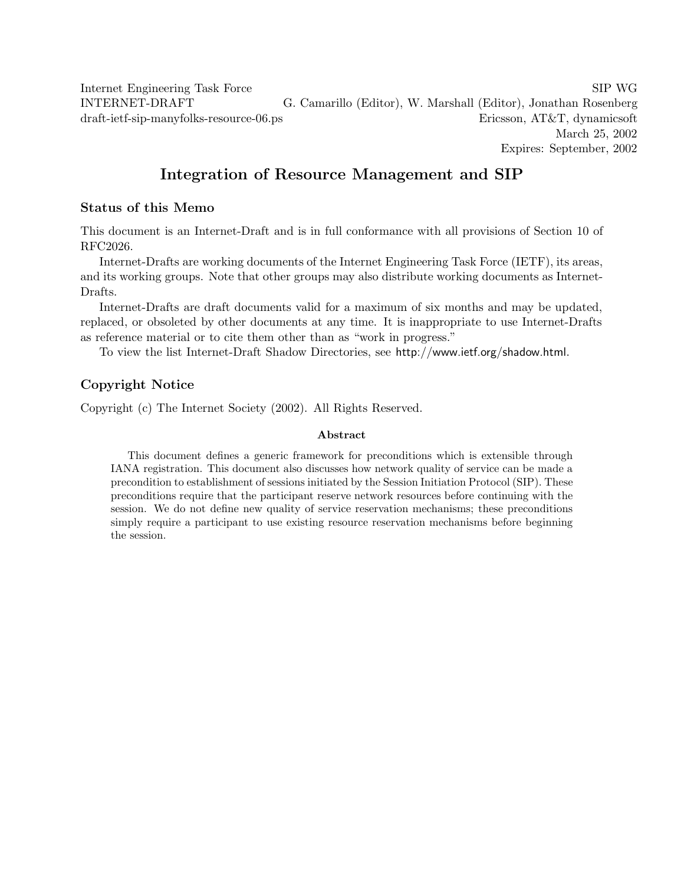Internet Engineering Task Force — SIP WG
INTERNET-DRAFT — G. Camarillo (Editor), W. Marshall (Editor), Jonathan Rosenberg
draft-ietf-sip-manyfolks-resource-06.ps — Ericsson, AT&T, dynamicsoft
March 25, 2002
Expires: September, 2002

# Integration of Resource Management and SIP

## Status of this Memo

This document is an Internet-Draft and is in full conformance with all provisions of Section 10 of RFC2026.

Internet-Drafts are working documents of the Internet Engineering Task Force (IETF), its areas, and its working groups. Note that other groups may also distribute working documents as Internet-Drafts.

Internet-Drafts are draft documents valid for a maximum of six months and may be updated, replaced, or obsoleted by other documents at any time. It is inappropriate to use Internet-Drafts as reference material or to cite them other than as "work in progress."

To view the list Internet-Draft Shadow Directories, see http://www.ietf.org/shadow.html.

## Copyright Notice

Copyright (c) The Internet Society (2002). All Rights Reserved.

**Abstract**

This document defines a generic framework for preconditions which is extensible through IANA registration. This document also discusses how network quality of service can be made a precondition to establishment of sessions initiated by the Session Initiation Protocol (SIP). These preconditions require that the participant reserve network resources before continuing with the session. We do not define new quality of service reservation mechanisms; these preconditions simply require a participant to use existing resource reservation mechanisms before beginning the session.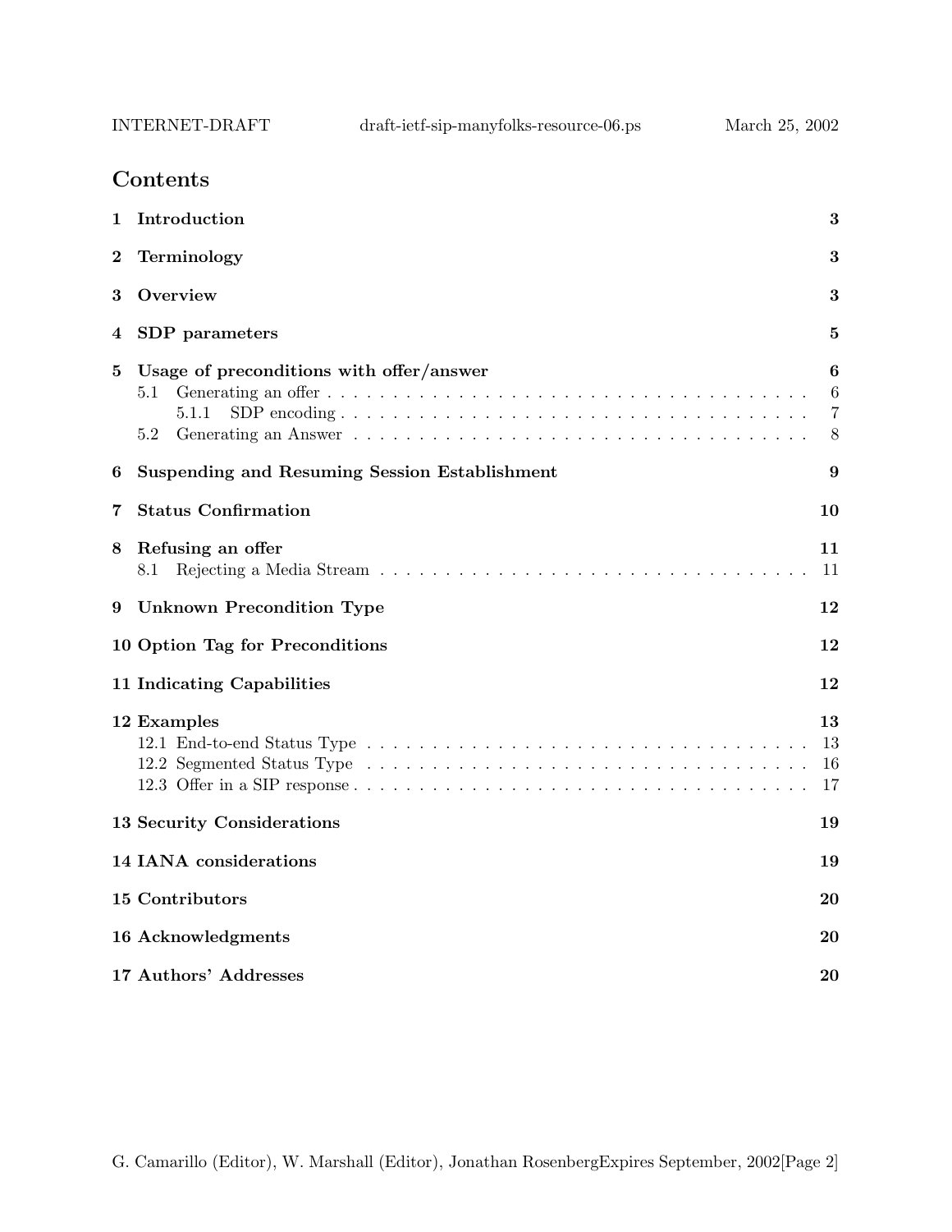# Contents

| | | |
|---|---|---|
| **1** | **Introduction** | **3** |
| **2** | **Terminology** | **3** |
| **3** | **Overview** | **3** |
| **4** | **SDP parameters** | **5** |
| **5** | **Usage of preconditions with offer/answer** | **6** |
| | 5.1 Generating an offer | 6 |
| | 5.1.1 SDP encoding | 7 |
| | 5.2 Generating an Answer | 8 |
| **6** | **Suspending and Resuming Session Establishment** | **9** |
| **7** | **Status Confirmation** | **10** |
| **8** | **Refusing an offer** | **11** |
| | 8.1 Rejecting a Media Stream | 11 |
| **9** | **Unknown Precondition Type** | **12** |
| **10** | **Option Tag for Preconditions** | **12** |
| **11** | **Indicating Capabilities** | **12** |
| **12** | **Examples** | **13** |
| | 12.1 End-to-end Status Type | 13 |
| | 12.2 Segmented Status Type | 16 |
| | 12.3 Offer in a SIP response | 17 |
| **13** | **Security Considerations** | **19** |
| **14** | **IANA considerations** | **19** |
| **15** | **Contributors** | **20** |
| **16** | **Acknowledgments** | **20** |
| **17** | **Authors' Addresses** | **20** |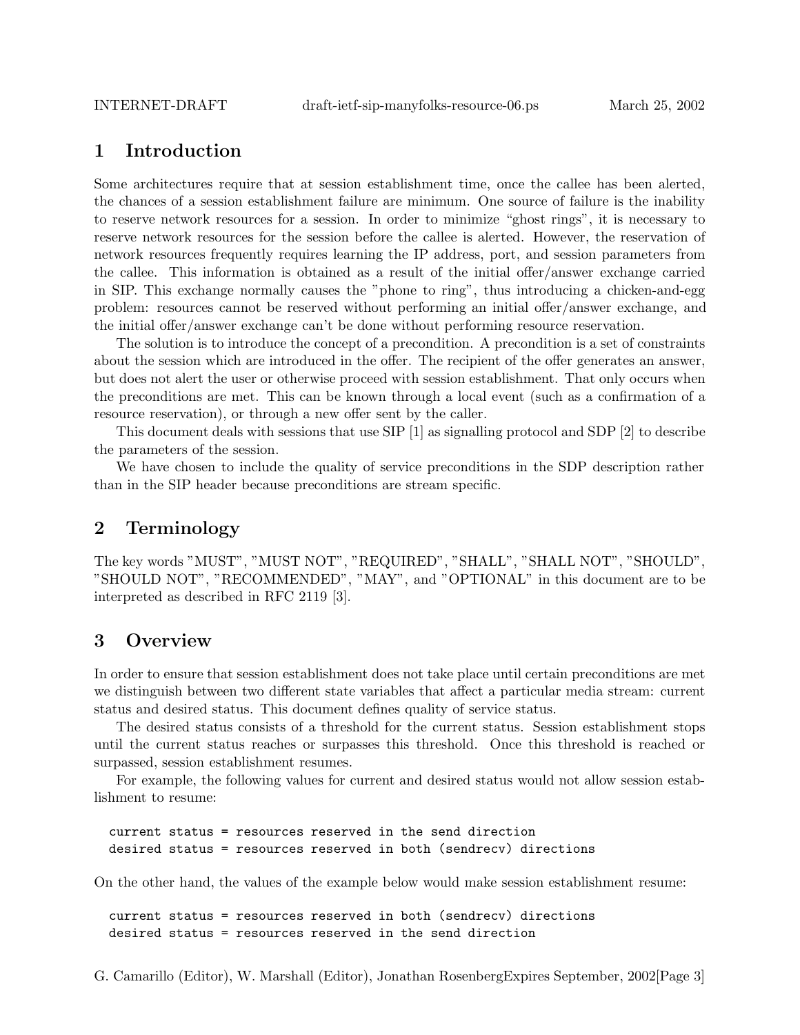# 1 Introduction

Some architectures require that at session establishment time, once the callee has been alerted, the chances of a session establishment failure are minimum. One source of failure is the inability to reserve network resources for a session. In order to minimize "ghost rings", it is necessary to reserve network resources for the session before the callee is alerted. However, the reservation of network resources frequently requires learning the IP address, port, and session parameters from the callee. This information is obtained as a result of the initial offer/answer exchange carried in SIP. This exchange normally causes the "phone to ring", thus introducing a chicken-and-egg problem: resources cannot be reserved without performing an initial offer/answer exchange, and the initial offer/answer exchange can't be done without performing resource reservation.

The solution is to introduce the concept of a precondition. A precondition is a set of constraints about the session which are introduced in the offer. The recipient of the offer generates an answer, but does not alert the user or otherwise proceed with session establishment. That only occurs when the preconditions are met. This can be known through a local event (such as a confirmation of a resource reservation), or through a new offer sent by the caller.

This document deals with sessions that use SIP [1] as signalling protocol and SDP [2] to describe the parameters of the session.

We have chosen to include the quality of service preconditions in the SDP description rather than in the SIP header because preconditions are stream specific.

# 2 Terminology

The key words "MUST", "MUST NOT", "REQUIRED", "SHALL", "SHALL NOT", "SHOULD", "SHOULD NOT", "RECOMMENDED", "MAY", and "OPTIONAL" in this document are to be interpreted as described in RFC 2119 [3].

# 3 Overview

In order to ensure that session establishment does not take place until certain preconditions are met we distinguish between two different state variables that affect a particular media stream: current status and desired status. This document defines quality of service status.

The desired status consists of a threshold for the current status. Session establishment stops until the current status reaches or surpasses this threshold. Once this threshold is reached or surpassed, session establishment resumes.

For example, the following values for current and desired status would not allow session establishment to resume:

```
current status = resources reserved in the send direction
desired status = resources reserved in both (sendrecv) directions
```

On the other hand, the values of the example below would make session establishment resume:

```
current status = resources reserved in both (sendrecv) directions
desired status = resources reserved in the send direction
```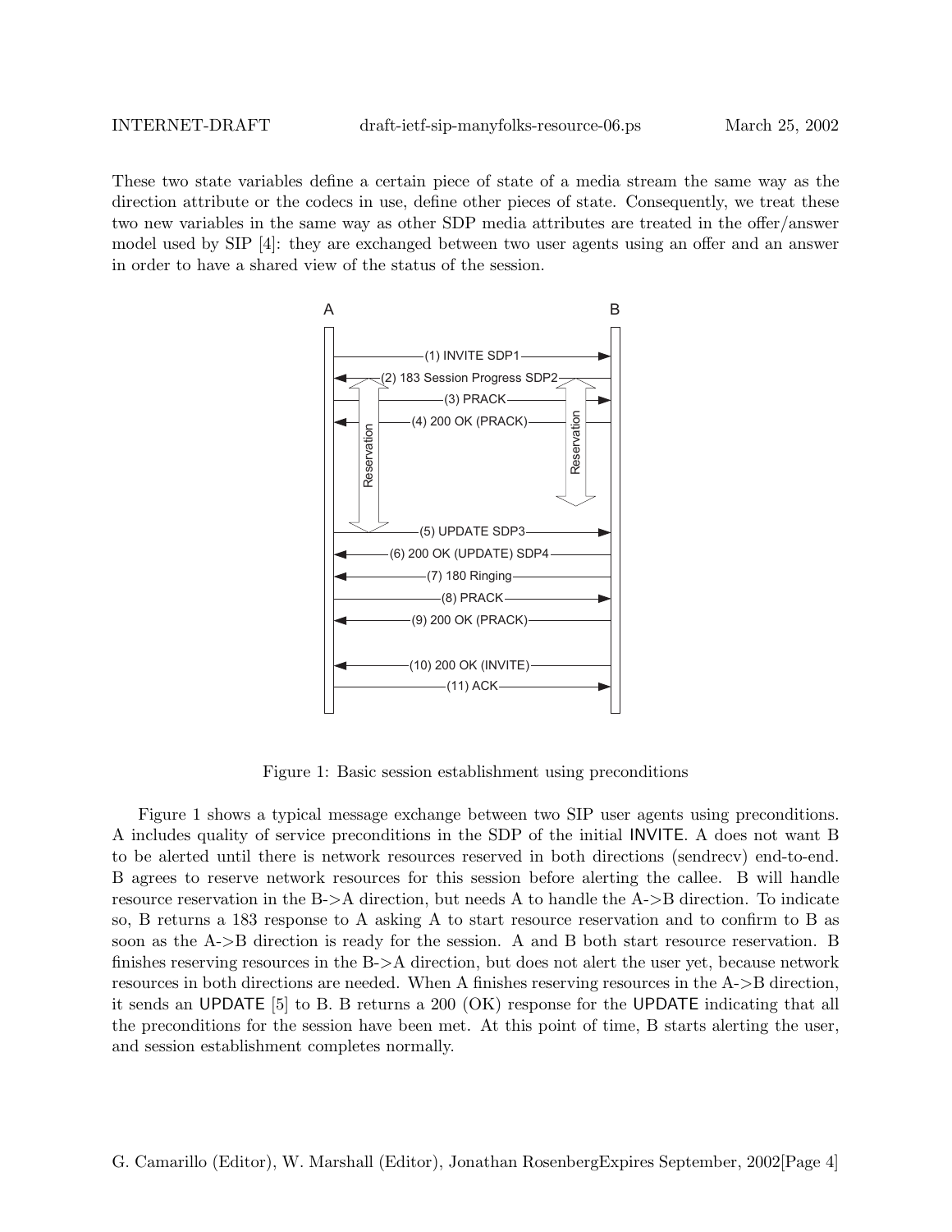These two state variables define a certain piece of state of a media stream the same way as the direction attribute or the codecs in use, define other pieces of state. Consequently, we treat these two new variables in the same way as other SDP media attributes are treated in the offer/answer model used by SIP [4]: they are exchanged between two user agents using an offer and an answer in order to have a shared view of the status of the session.

```
A                                              B
|                                              |
|--------------(1) INVITE SDP1---------------->|
|<--------(2) 183 Session Progress SDP2--------|
|   ^                                      ^   |
|---|----------(3) PRACK-------------------|-->|
|<--|------(4) 200 OK (PRACK)--------------|---|
|   |                                      |   |
| Reservation                        Reservation
|   |                                      v   |
|   v                                          |
|--------------(5) UPDATE SDP3---------------->|
|<---------(6) 200 OK (UPDATE) SDP4------------|
|<-------------(7) 180 Ringing-----------------|
|--------------(8) PRACK---------------------->|
|<-------------(9) 200 OK (PRACK)--------------|
|                                              |
|<-------------(10) 200 OK (INVITE)------------|
|--------------(11) ACK----------------------->|
|                                              |
```

Figure 1: Basic session establishment using preconditions

Figure 1 shows a typical message exchange between two SIP user agents using preconditions. A includes quality of service preconditions in the SDP of the initial INVITE. A does not want B to be alerted until there is network resources reserved in both directions (sendrecv) end-to-end. B agrees to reserve network resources for this session before alerting the callee. B will handle resource reservation in the B->A direction, but needs A to handle the A->B direction. To indicate so, B returns a 183 response to A asking A to start resource reservation and to confirm to B as soon as the A->B direction is ready for the session. A and B both start resource reservation. B finishes reserving resources in the B->A direction, but does not alert the user yet, because network resources in both directions are needed. When A finishes reserving resources in the A->B direction, it sends an UPDATE [5] to B. B returns a 200 (OK) response for the UPDATE indicating that all the preconditions for the session have been met. At this point of time, B starts alerting the user, and session establishment completes normally.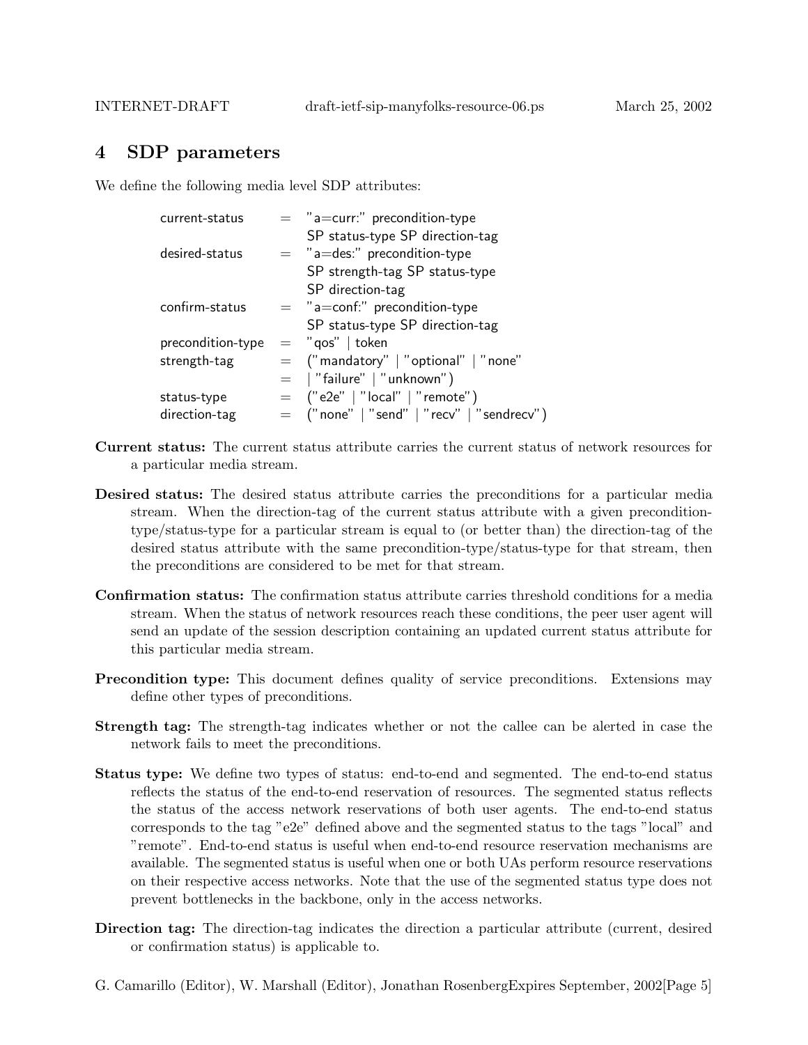# 4 SDP parameters

We define the following media level SDP attributes:

```
current-status     =  "a=curr:" precondition-type
                      SP status-type SP direction-tag
desired-status     =  "a=des:" precondition-type
                      SP strength-tag SP status-type
                      SP direction-tag
confirm-status     =  "a=conf:" precondition-type
                      SP status-type SP direction-tag
precondition-type  =  "qos" | token
strength-tag       =  ("mandatory" | "optional" | "none"
                   =  | "failure" | "unknown")
status-type        =  ("e2e" | "local" | "remote")
direction-tag      =  ("none" | "send" | "recv" | "sendrecv")
```

**Current status:** The current status attribute carries the current status of network resources for a particular media stream.

**Desired status:** The desired status attribute carries the preconditions for a particular media stream. When the direction-tag of the current status attribute with a given precondition-type/status-type for a particular stream is equal to (or better than) the direction-tag of the desired status attribute with the same precondition-type/status-type for that stream, then the preconditions are considered to be met for that stream.

**Confirmation status:** The confirmation status attribute carries threshold conditions for a media stream. When the status of network resources reach these conditions, the peer user agent will send an update of the session description containing an updated current status attribute for this particular media stream.

**Precondition type:** This document defines quality of service preconditions. Extensions may define other types of preconditions.

**Strength tag:** The strength-tag indicates whether or not the callee can be alerted in case the network fails to meet the preconditions.

**Status type:** We define two types of status: end-to-end and segmented. The end-to-end status reflects the status of the end-to-end reservation of resources. The segmented status reflects the status of the access network reservations of both user agents. The end-to-end status corresponds to the tag "e2e" defined above and the segmented status to the tags "local" and "remote". End-to-end status is useful when end-to-end resource reservation mechanisms are available. The segmented status is useful when one or both UAs perform resource reservations on their respective access networks. Note that the use of the segmented status type does not prevent bottlenecks in the backbone, only in the access networks.

**Direction tag:** The direction-tag indicates the direction a particular attribute (current, desired or confirmation status) is applicable to.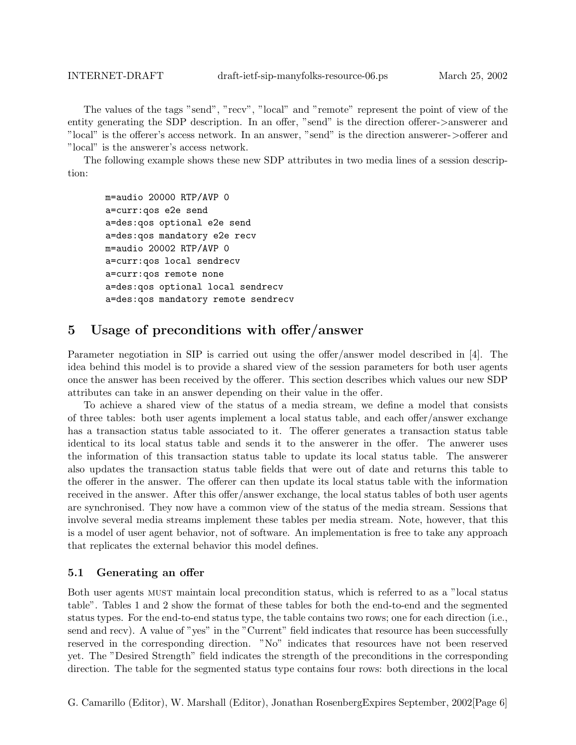The values of the tags "send", "recv", "local" and "remote" represent the point of view of the entity generating the SDP description. In an offer, "send" is the direction offerer->answerer and "local" is the offerer's access network. In an answer, "send" is the direction answerer->offerer and "local" is the answerer's access network.

The following example shows these new SDP attributes in two media lines of a session description:

```
m=audio 20000 RTP/AVP 0
a=curr:qos e2e send
a=des:qos optional e2e send
a=des:qos mandatory e2e recv
m=audio 20002 RTP/AVP 0
a=curr:qos local sendrecv
a=curr:qos remote none
a=des:qos optional local sendrecv
a=des:qos mandatory remote sendrecv
```

# 5 Usage of preconditions with offer/answer

Parameter negotiation in SIP is carried out using the offer/answer model described in [4]. The idea behind this model is to provide a shared view of the session parameters for both user agents once the answer has been received by the offerer. This section describes which values our new SDP attributes can take in an answer depending on their value in the offer.

To achieve a shared view of the status of a media stream, we define a model that consists of three tables: both user agents implement a local status table, and each offer/answer exchange has a transaction status table associated to it. The offerer generates a transaction status table identical to its local status table and sends it to the answerer in the offer. The anwerer uses the information of this transaction status table to update its local status table. The answerer also updates the transaction status table fields that were out of date and returns this table to the offerer in the answer. The offerer can then update its local status table with the information received in the answer. After this offer/answer exchange, the local status tables of both user agents are synchronised. They now have a common view of the status of the media stream. Sessions that involve several media streams implement these tables per media stream. Note, however, that this is a model of user agent behavior, not of software. An implementation is free to take any approach that replicates the external behavior this model defines.

## 5.1 Generating an offer

Both user agents MUST maintain local precondition status, which is referred to as a "local status table". Tables 1 and 2 show the format of these tables for both the end-to-end and the segmented status types. For the end-to-end status type, the table contains two rows; one for each direction (i.e., send and recv). A value of "yes" in the "Current" field indicates that resource has been successfully reserved in the corresponding direction. "No" indicates that resources have not been reserved yet. The "Desired Strength" field indicates the strength of the preconditions in the corresponding direction. The table for the segmented status type contains four rows: both directions in the local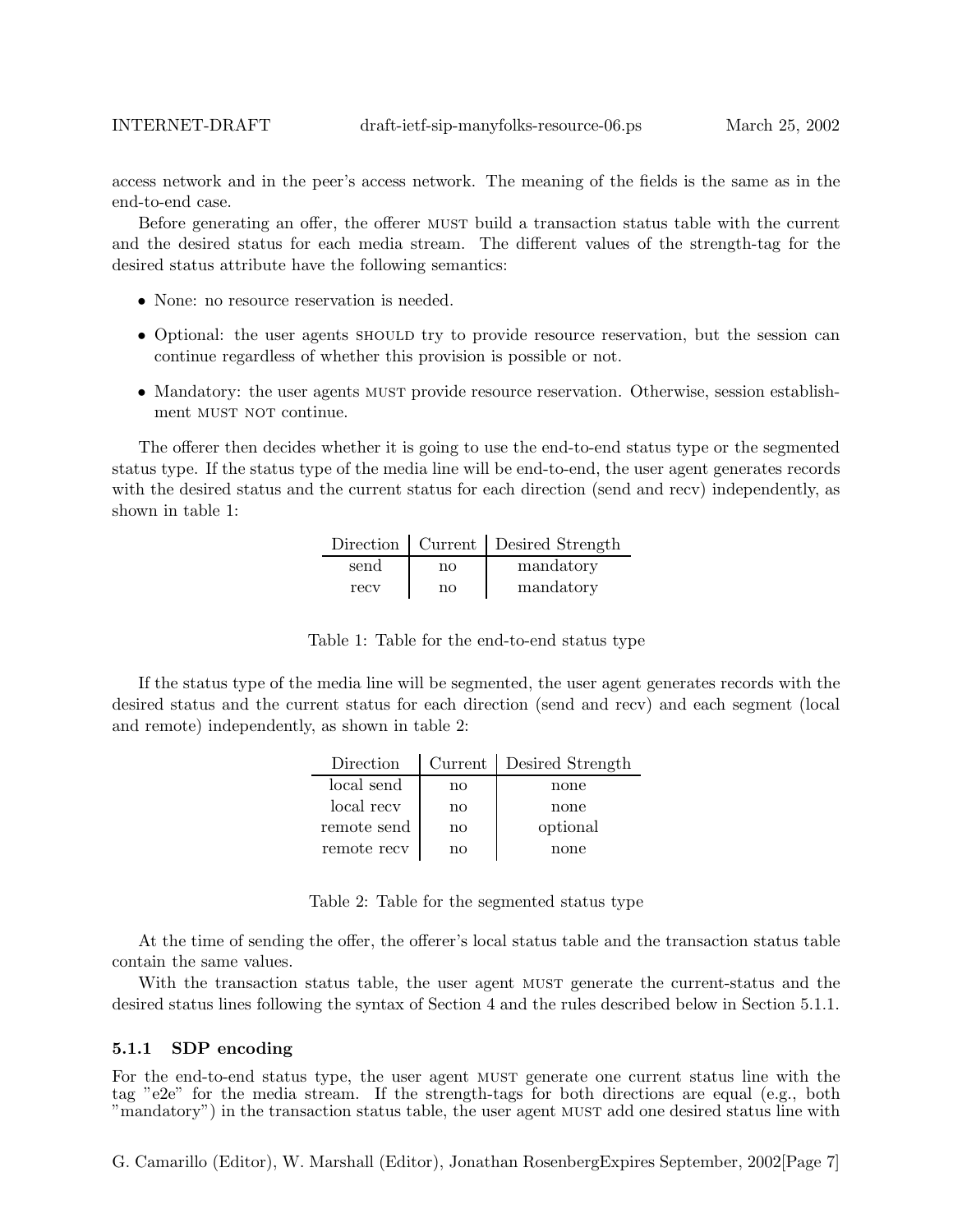access network and in the peer's access network. The meaning of the fields is the same as in the end-to-end case.

Before generating an offer, the offerer MUST build a transaction status table with the current and the desired status for each media stream. The different values of the strength-tag for the desired status attribute have the following semantics:

- None: no resource reservation is needed.
- Optional: the user agents SHOULD try to provide resource reservation, but the session can continue regardless of whether this provision is possible or not.
- Mandatory: the user agents MUST provide resource reservation. Otherwise, session establishment MUST NOT continue.

The offerer then decides whether it is going to use the end-to-end status type or the segmented status type. If the status type of the media line will be end-to-end, the user agent generates records with the desired status and the current status for each direction (send and recv) independently, as shown in table 1:

| Direction | Current | Desired Strength |
|---|---|---|
| send | no | mandatory |
| recv | no | mandatory |

Table 1: Table for the end-to-end status type

If the status type of the media line will be segmented, the user agent generates records with the desired status and the current status for each direction (send and recv) and each segment (local and remote) independently, as shown in table 2:

| Direction | Current | Desired Strength |
|---|---|---|
| local send | no | none |
| local recv | no | none |
| remote send | no | optional |
| remote recv | no | none |

Table 2: Table for the segmented status type

At the time of sending the offer, the offerer's local status table and the transaction status table contain the same values.

With the transaction status table, the user agent MUST generate the current-status and the desired status lines following the syntax of Section 4 and the rules described below in Section 5.1.1.

### 5.1.1 SDP encoding

For the end-to-end status type, the user agent MUST generate one current status line with the tag "e2e" for the media stream. If the strength-tags for both directions are equal (e.g., both "mandatory") in the transaction status table, the user agent MUST add one desired status line with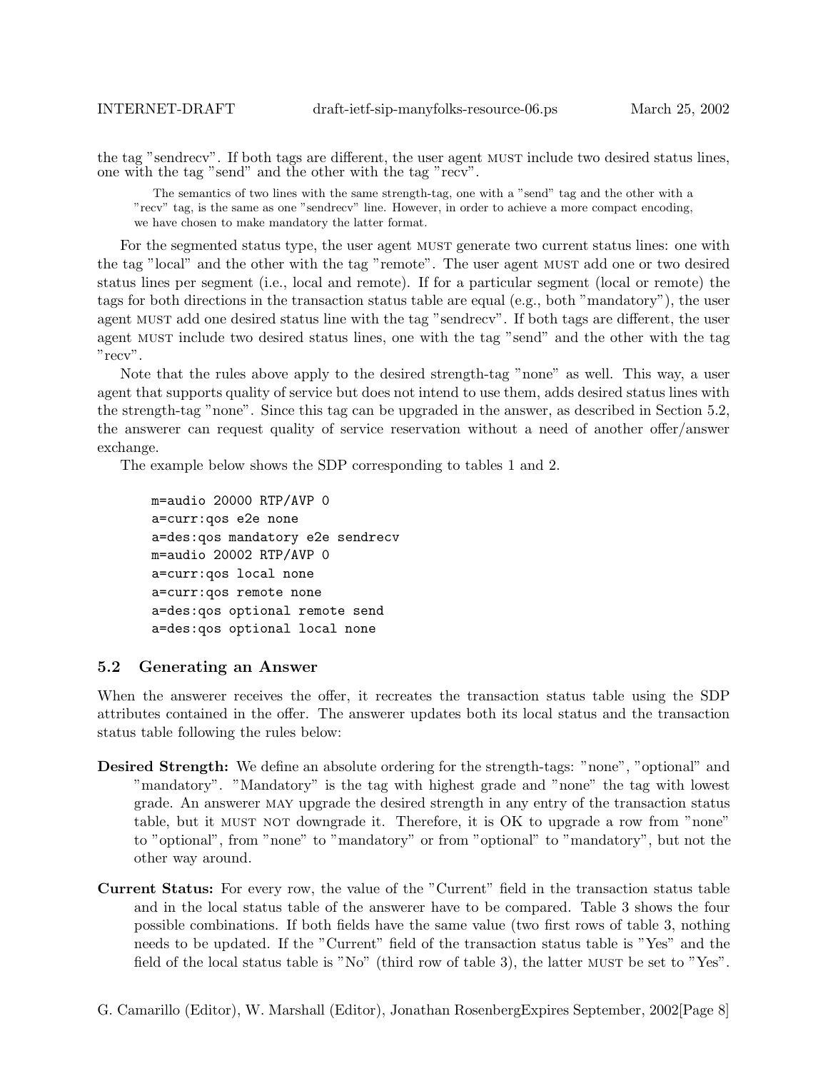the tag "sendrecv". If both tags are different, the user agent MUST include two desired status lines, one with the tag "send" and the other with the tag "recv".

> The semantics of two lines with the same strength-tag, one with a "send" tag and the other with a "recv" tag, is the same as one "sendrecv" line. However, in order to achieve a more compact encoding, we have chosen to make mandatory the latter format.

For the segmented status type, the user agent MUST generate two current status lines: one with the tag "local" and the other with the tag "remote". The user agent MUST add one or two desired status lines per segment (i.e., local and remote). If for a particular segment (local or remote) the tags for both directions in the transaction status table are equal (e.g., both "mandatory"), the user agent MUST add one desired status line with the tag "sendrecv". If both tags are different, the user agent MUST include two desired status lines, one with the tag "send" and the other with the tag "recv".

Note that the rules above apply to the desired strength-tag "none" as well. This way, a user agent that supports quality of service but does not intend to use them, adds desired status lines with the strength-tag "none". Since this tag can be upgraded in the answer, as described in Section 5.2, the answerer can request quality of service reservation without a need of another offer/answer exchange.

The example below shows the SDP corresponding to tables 1 and 2.

```
m=audio 20000 RTP/AVP 0
a=curr:qos e2e none
a=des:qos mandatory e2e sendrecv
m=audio 20002 RTP/AVP 0
a=curr:qos local none
a=curr:qos remote none
a=des:qos optional remote send
a=des:qos optional local none
```

## 5.2 Generating an Answer

When the answerer receives the offer, it recreates the transaction status table using the SDP attributes contained in the offer. The answerer updates both its local status and the transaction status table following the rules below:

**Desired Strength:** We define an absolute ordering for the strength-tags: "none", "optional" and "mandatory". "Mandatory" is the tag with highest grade and "none" the tag with lowest grade. An answerer MAY upgrade the desired strength in any entry of the transaction status table, but it MUST NOT downgrade it. Therefore, it is OK to upgrade a row from "none" to "optional", from "none" to "mandatory" or from "optional" to "mandatory", but not the other way around.

**Current Status:** For every row, the value of the "Current" field in the transaction status table and in the local status table of the answerer have to be compared. Table 3 shows the four possible combinations. If both fields have the same value (two first rows of table 3, nothing needs to be updated. If the "Current" field of the transaction status table is "Yes" and the field of the local status table is "No" (third row of table 3), the latter MUST be set to "Yes".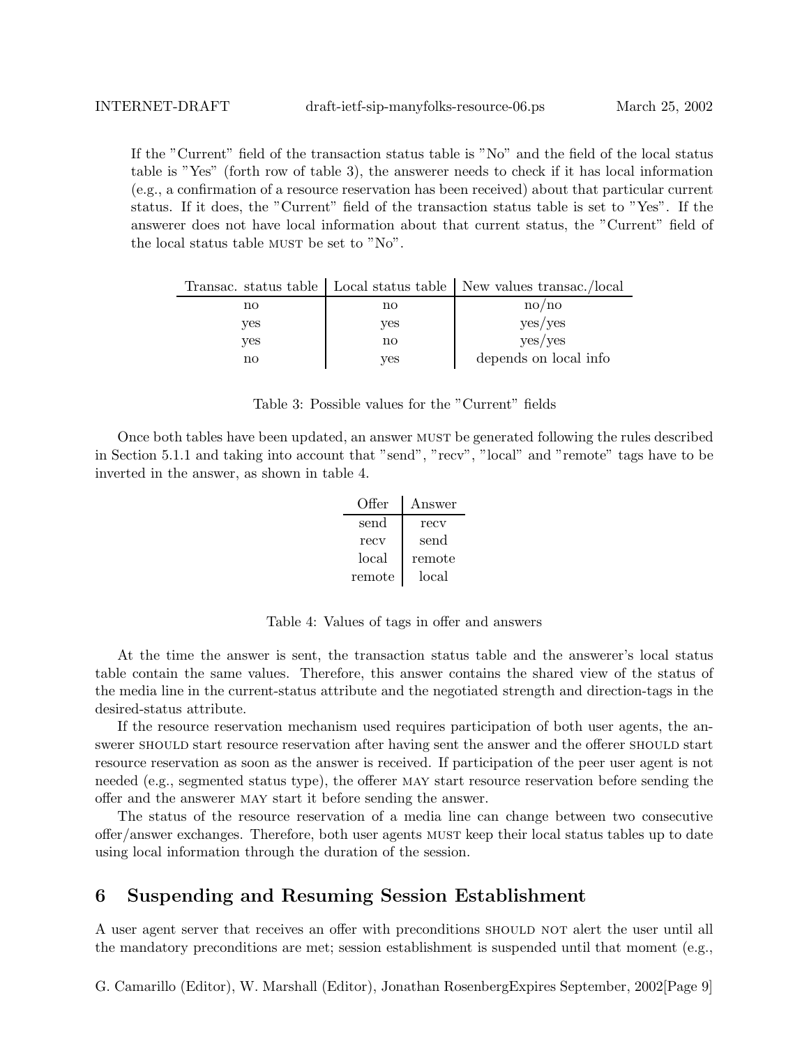If the "Current" field of the transaction status table is "No" and the field of the local status table is "Yes" (forth row of table 3), the answerer needs to check if it has local information (e.g., a confirmation of a resource reservation has been received) about that particular current status. If it does, the "Current" field of the transaction status table is set to "Yes". If the answerer does not have local information about that current status, the "Current" field of the local status table MUST be set to "No".

| Transac. status table | Local status table | New values transac./local |
|---|---|---|
| no | no | no/no |
| yes | yes | yes/yes |
| yes | no | yes/yes |
| no | yes | depends on local info |

Table 3: Possible values for the "Current" fields

Once both tables have been updated, an answer MUST be generated following the rules described in Section 5.1.1 and taking into account that "send", "recv", "local" and "remote" tags have to be inverted in the answer, as shown in table 4.

| Offer | Answer |
|---|---|
| send | recv |
| recv | send |
| local | remote |
| remote | local |

Table 4: Values of tags in offer and answers

At the time the answer is sent, the transaction status table and the answerer's local status table contain the same values. Therefore, this answer contains the shared view of the status of the media line in the current-status attribute and the negotiated strength and direction-tags in the desired-status attribute.

If the resource reservation mechanism used requires participation of both user agents, the answerer SHOULD start resource reservation after having sent the answer and the offerer SHOULD start resource reservation as soon as the answer is received. If participation of the peer user agent is not needed (e.g., segmented status type), the offerer MAY start resource reservation before sending the offer and the answerer MAY start it before sending the answer.

The status of the resource reservation of a media line can change between two consecutive offer/answer exchanges. Therefore, both user agents MUST keep their local status tables up to date using local information through the duration of the session.

# 6 Suspending and Resuming Session Establishment

A user agent server that receives an offer with preconditions SHOULD NOT alert the user until all the mandatory preconditions are met; session establishment is suspended until that moment (e.g.,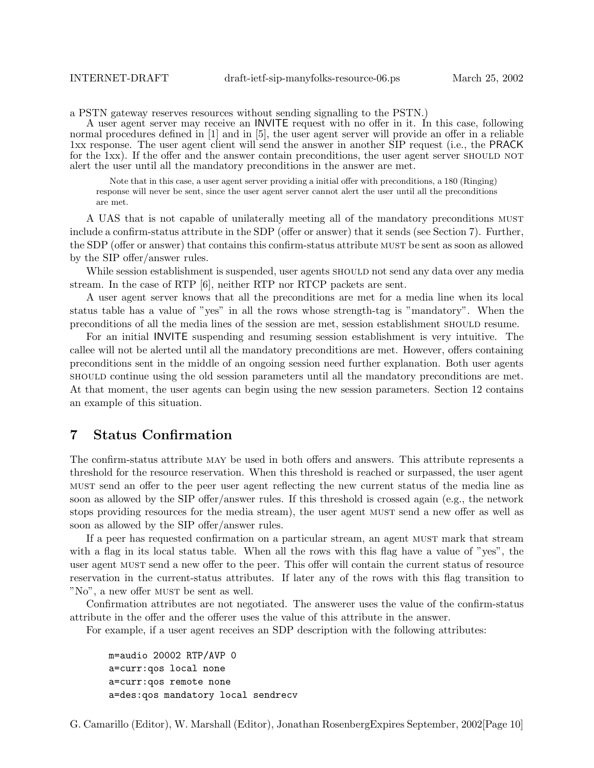a PSTN gateway reserves resources without sending signalling to the PSTN.)

A user agent server may receive an INVITE request with no offer in it. In this case, following normal procedures defined in [1] and in [5], the user agent server will provide an offer in a reliable 1xx response. The user agent client will send the answer in another SIP request (i.e., the PRACK for the 1xx). If the offer and the answer contain preconditions, the user agent server SHOULD NOT alert the user until all the mandatory preconditions in the answer are met.

> Note that in this case, a user agent server providing a initial offer with preconditions, a 180 (Ringing) response will never be sent, since the user agent server cannot alert the user until all the preconditions are met.

A UAS that is not capable of unilaterally meeting all of the mandatory preconditions MUST include a confirm-status attribute in the SDP (offer or answer) that it sends (see Section 7). Further, the SDP (offer or answer) that contains this confirm-status attribute MUST be sent as soon as allowed by the SIP offer/answer rules.

While session establishment is suspended, user agents SHOULD not send any data over any media stream. In the case of RTP [6], neither RTP nor RTCP packets are sent.

A user agent server knows that all the preconditions are met for a media line when its local status table has a value of "yes" in all the rows whose strength-tag is "mandatory". When the preconditions of all the media lines of the session are met, session establishment SHOULD resume.

For an initial INVITE suspending and resuming session establishment is very intuitive. The callee will not be alerted until all the mandatory preconditions are met. However, offers containing preconditions sent in the middle of an ongoing session need further explanation. Both user agents SHOULD continue using the old session parameters until all the mandatory preconditions are met. At that moment, the user agents can begin using the new session parameters. Section 12 contains an example of this situation.

# 7 Status Confirmation

The confirm-status attribute MAY be used in both offers and answers. This attribute represents a threshold for the resource reservation. When this threshold is reached or surpassed, the user agent MUST send an offer to the peer user agent reflecting the new current status of the media line as soon as allowed by the SIP offer/answer rules. If this threshold is crossed again (e.g., the network stops providing resources for the media stream), the user agent MUST send a new offer as well as soon as allowed by the SIP offer/answer rules.

If a peer has requested confirmation on a particular stream, an agent MUST mark that stream with a flag in its local status table. When all the rows with this flag have a value of "yes", the user agent MUST send a new offer to the peer. This offer will contain the current status of resource reservation in the current-status attributes. If later any of the rows with this flag transition to "No", a new offer MUST be sent as well.

Confirmation attributes are not negotiated. The answerer uses the value of the confirm-status attribute in the offer and the offerer uses the value of this attribute in the answer.

For example, if a user agent receives an SDP description with the following attributes:

```
m=audio 20002 RTP/AVP 0
a=curr:qos local none
a=curr:qos remote none
a=des:qos mandatory local sendrecv
```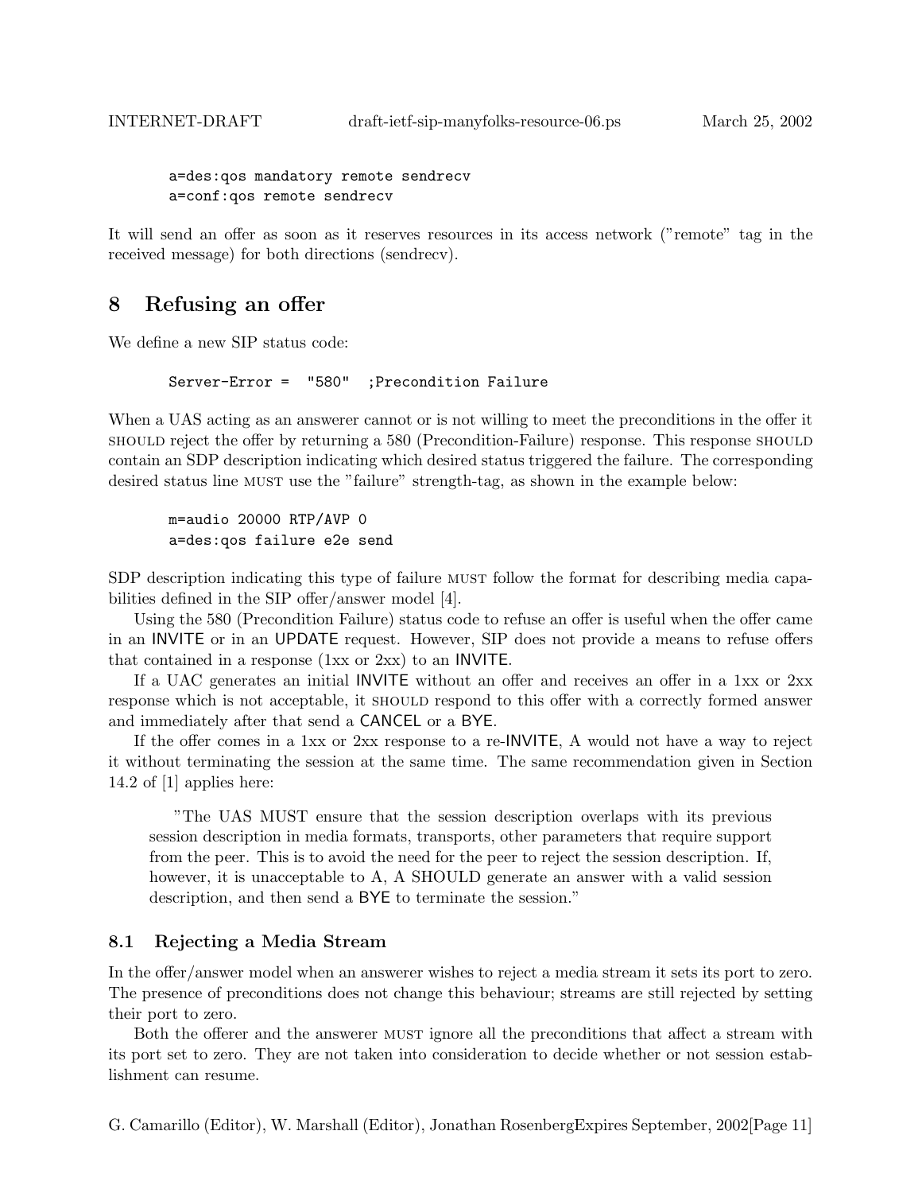```
a=des:qos mandatory remote sendrecv
a=conf:qos remote sendrecv
```

It will send an offer as soon as it reserves resources in its access network ("remote" tag in the received message) for both directions (sendrecv).

# 8 Refusing an offer

We define a new SIP status code:

```
Server-Error =  "580"  ;Precondition Failure
```

When a UAS acting as an answerer cannot or is not willing to meet the preconditions in the offer it SHOULD reject the offer by returning a 580 (Precondition-Failure) response. This response SHOULD contain an SDP description indicating which desired status triggered the failure. The corresponding desired status line MUST use the "failure" strength-tag, as shown in the example below:

```
m=audio 20000 RTP/AVP 0
a=des:qos failure e2e send
```

SDP description indicating this type of failure MUST follow the format for describing media capabilities defined in the SIP offer/answer model [4].

Using the 580 (Precondition Failure) status code to refuse an offer is useful when the offer came in an INVITE or in an UPDATE request. However, SIP does not provide a means to refuse offers that contained in a response (1xx or 2xx) to an INVITE.

If a UAC generates an initial INVITE without an offer and receives an offer in a 1xx or 2xx response which is not acceptable, it SHOULD respond to this offer with a correctly formed answer and immediately after that send a CANCEL or a BYE.

If the offer comes in a 1xx or 2xx response to a re-INVITE, A would not have a way to reject it without terminating the session at the same time. The same recommendation given in Section 14.2 of [1] applies here:

> "The UAS MUST ensure that the session description overlaps with its previous session description in media formats, transports, other parameters that require support from the peer. This is to avoid the need for the peer to reject the session description. If, however, it is unacceptable to A, A SHOULD generate an answer with a valid session description, and then send a BYE to terminate the session."

## 8.1 Rejecting a Media Stream

In the offer/answer model when an answerer wishes to reject a media stream it sets its port to zero. The presence of preconditions does not change this behaviour; streams are still rejected by setting their port to zero.

Both the offerer and the answerer MUST ignore all the preconditions that affect a stream with its port set to zero. They are not taken into consideration to decide whether or not session establishment can resume.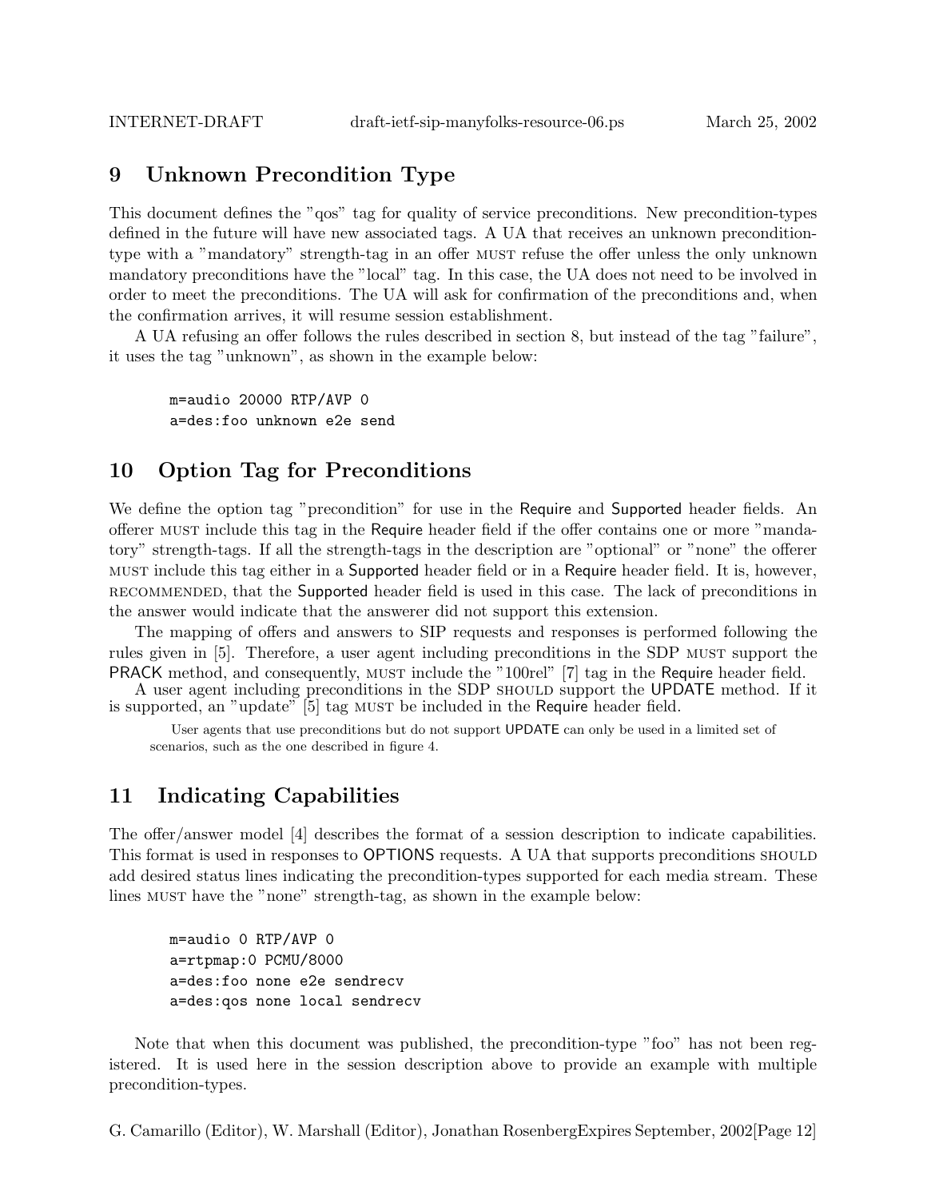## 9 Unknown Precondition Type

This document defines the "qos" tag for quality of service preconditions. New precondition-types defined in the future will have new associated tags. A UA that receives an unknown precondition-type with a "mandatory" strength-tag in an offer MUST refuse the offer unless the only unknown mandatory preconditions have the "local" tag. In this case, the UA does not need to be involved in order to meet the preconditions. The UA will ask for confirmation of the preconditions and, when the confirmation arrives, it will resume session establishment.

A UA refusing an offer follows the rules described in section 8, but instead of the tag "failure", it uses the tag "unknown", as shown in the example below:

```
m=audio 20000 RTP/AVP 0
a=des:foo unknown e2e send
```

## 10 Option Tag for Preconditions

We define the option tag "precondition" for use in the Require and Supported header fields. An offerer MUST include this tag in the Require header field if the offer contains one or more "mandatory" strength-tags. If all the strength-tags in the description are "optional" or "none" the offerer MUST include this tag either in a Supported header field or in a Require header field. It is, however, RECOMMENDED, that the Supported header field is used in this case. The lack of preconditions in the answer would indicate that the answerer did not support this extension.

The mapping of offers and answers to SIP requests and responses is performed following the rules given in [5]. Therefore, a user agent including preconditions in the SDP MUST support the PRACK method, and consequently, MUST include the "100rel" [7] tag in the Require header field.

A user agent including preconditions in the SDP SHOULD support the UPDATE method. If it is supported, an "update" [5] tag MUST be included in the Require header field.

User agents that use preconditions but do not support UPDATE can only be used in a limited set of scenarios, such as the one described in figure 4.

## 11 Indicating Capabilities

The offer/answer model [4] describes the format of a session description to indicate capabilities. This format is used in responses to OPTIONS requests. A UA that supports preconditions SHOULD add desired status lines indicating the precondition-types supported for each media stream. These lines MUST have the "none" strength-tag, as shown in the example below:

```
m=audio 0 RTP/AVP 0
a=rtpmap:0 PCMU/8000
a=des:foo none e2e sendrecv
a=des:qos none local sendrecv
```

Note that when this document was published, the precondition-type "foo" has not been registered. It is used here in the session description above to provide an example with multiple precondition-types.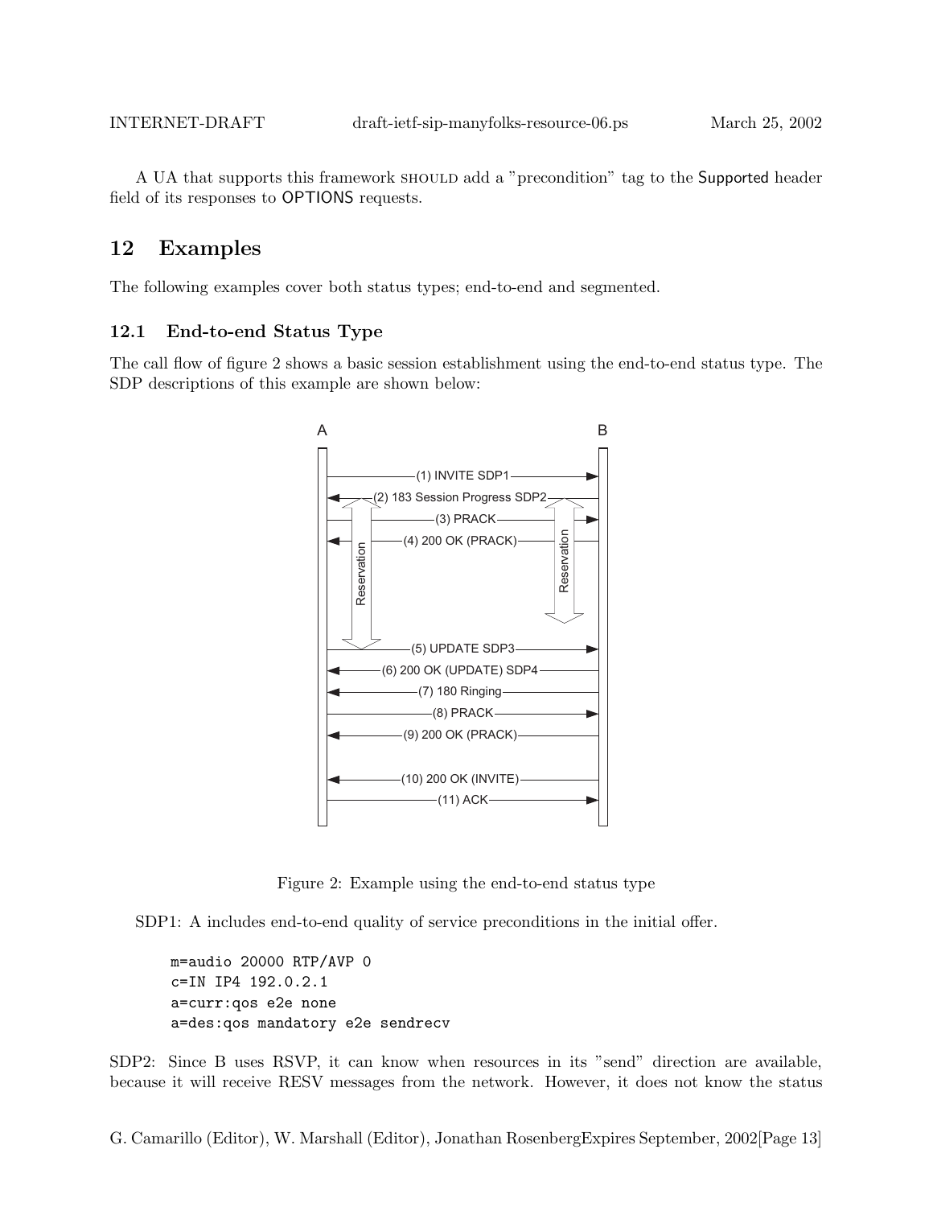A UA that supports this framework SHOULD add a "precondition" tag to the Supported header field of its responses to OPTIONS requests.

## 12 Examples

The following examples cover both status types; end-to-end and segmented.

### 12.1 End-to-end Status Type

The call flow of figure 2 shows a basic session establishment using the end-to-end status type. The SDP descriptions of this example are shown below:

Figure 2: Example using the end-to-end status type

SDP1: A includes end-to-end quality of service preconditions in the initial offer.

```
m=audio 20000 RTP/AVP 0
c=IN IP4 192.0.2.1
a=curr:qos e2e none
a=des:qos mandatory e2e sendrecv
```

SDP2: Since B uses RSVP, it can know when resources in its "send" direction are available, because it will receive RESV messages from the network. However, it does not know the status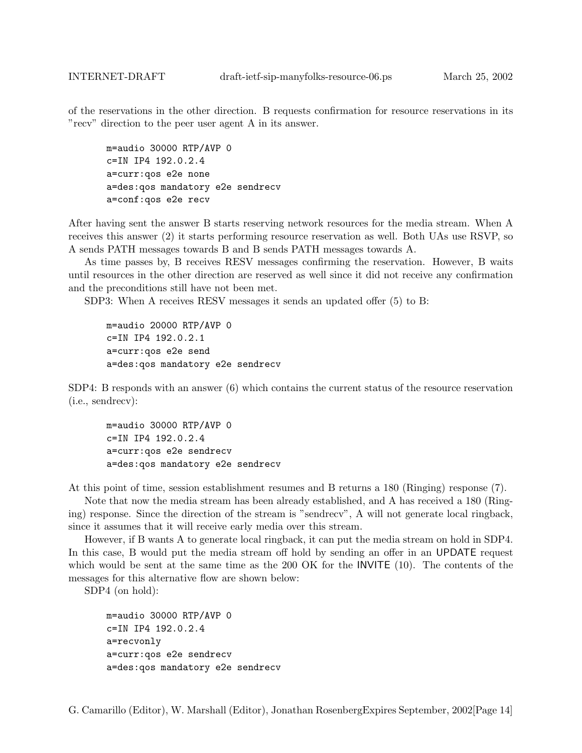of the reservations in the other direction. B requests confirmation for resource reservations in its "recv" direction to the peer user agent A in its answer.

```
m=audio 30000 RTP/AVP 0
c=IN IP4 192.0.2.4
a=curr:qos e2e none
a=des:qos mandatory e2e sendrecv
a=conf:qos e2e recv
```

After having sent the answer B starts reserving network resources for the media stream. When A receives this answer (2) it starts performing resource reservation as well. Both UAs use RSVP, so A sends PATH messages towards B and B sends PATH messages towards A.

As time passes by, B receives RESV messages confirming the reservation. However, B waits until resources in the other direction are reserved as well since it did not receive any confirmation and the preconditions still have not been met.

SDP3: When A receives RESV messages it sends an updated offer (5) to B:

```
m=audio 20000 RTP/AVP 0
c=IN IP4 192.0.2.1
a=curr:qos e2e send
a=des:qos mandatory e2e sendrecv
```

SDP4: B responds with an answer (6) which contains the current status of the resource reservation (i.e., sendrecv):

```
m=audio 30000 RTP/AVP 0
c=IN IP4 192.0.2.4
a=curr:qos e2e sendrecv
a=des:qos mandatory e2e sendrecv
```

At this point of time, session establishment resumes and B returns a 180 (Ringing) response (7).

Note that now the media stream has been already established, and A has received a 180 (Ringing) response. Since the direction of the stream is "sendrecv", A will not generate local ringback, since it assumes that it will receive early media over this stream.

However, if B wants A to generate local ringback, it can put the media stream on hold in SDP4. In this case, B would put the media stream off hold by sending an offer in an UPDATE request which would be sent at the same time as the 200 OK for the INVITE (10). The contents of the messages for this alternative flow are shown below:

SDP4 (on hold):

```
m=audio 30000 RTP/AVP 0
c=IN IP4 192.0.2.4
a=recvonly
a=curr:qos e2e sendrecv
a=des:qos mandatory e2e sendrecv
```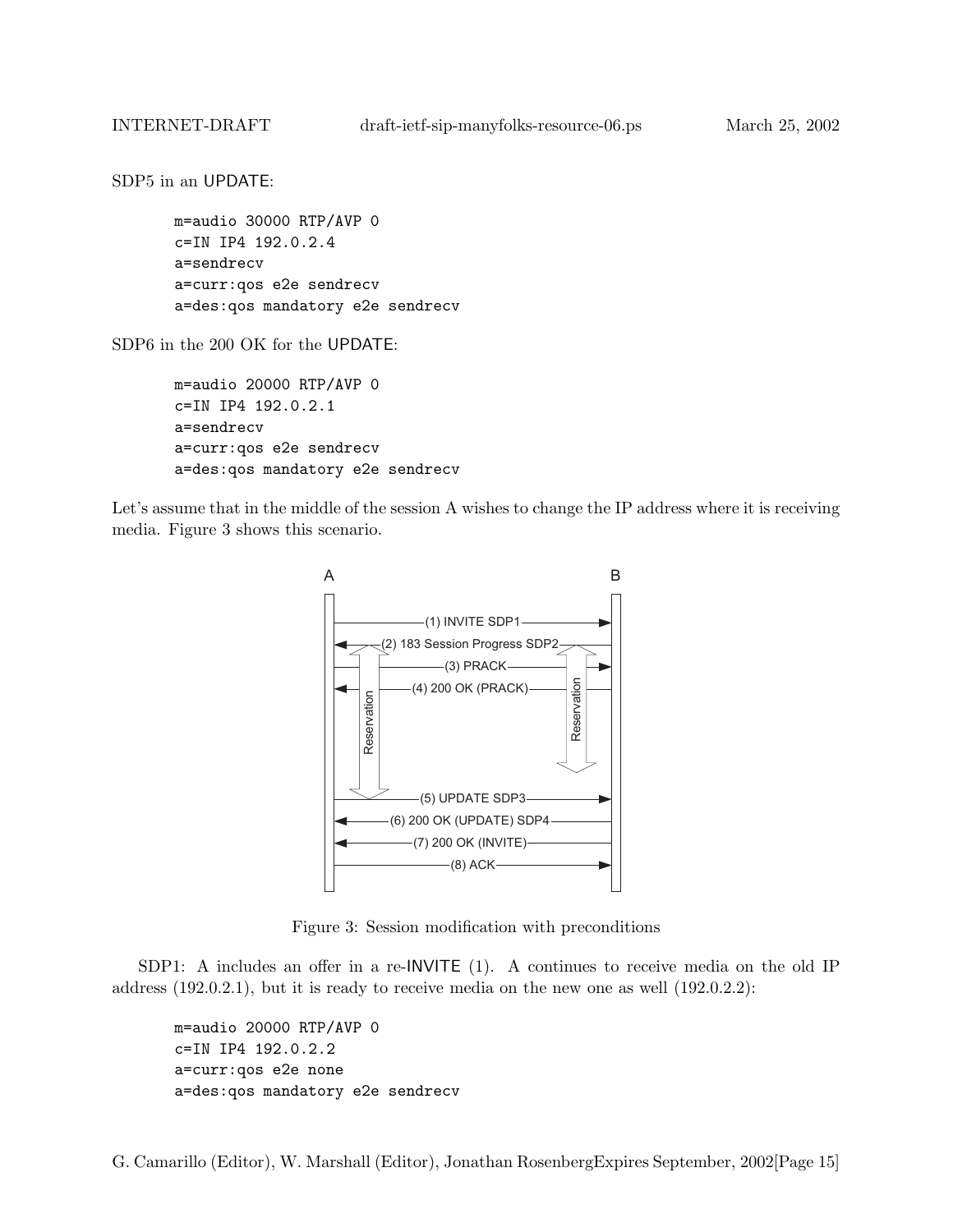SDP5 in an UPDATE:

```
m=audio 30000 RTP/AVP 0
c=IN IP4 192.0.2.4
a=sendrecv
a=curr:qos e2e sendrecv
a=des:qos mandatory e2e sendrecv
```

SDP6 in the 200 OK for the UPDATE:

```
m=audio 20000 RTP/AVP 0
c=IN IP4 192.0.2.1
a=sendrecv
a=curr:qos e2e sendrecv
a=des:qos mandatory e2e sendrecv
```

Let's assume that in the middle of the session A wishes to change the IP address where it is receiving media. Figure 3 shows this scenario.

```
A                                              B
|                                              |
|-------------(1) INVITE SDP1----------------->|
|<--------(2) 183 Session Progress SDP2--------|
|----------------(3) PRACK-------------------->|
|<-------------(4) 200 OK (PRACK)--------------|
|  Reservation                     Reservation |
|-------------(5) UPDATE SDP3----------------->|
|<--------(6) 200 OK (UPDATE) SDP4-------------|
|<------------(7) 200 OK (INVITE)--------------|
|------------------(8) ACK-------------------->|
```

Figure 3: Session modification with preconditions

SDP1: A includes an offer in a re-INVITE (1). A continues to receive media on the old IP address (192.0.2.1), but it is ready to receive media on the new one as well (192.0.2.2):

```
m=audio 20000 RTP/AVP 0
c=IN IP4 192.0.2.2
a=curr:qos e2e none
a=des:qos mandatory e2e sendrecv
```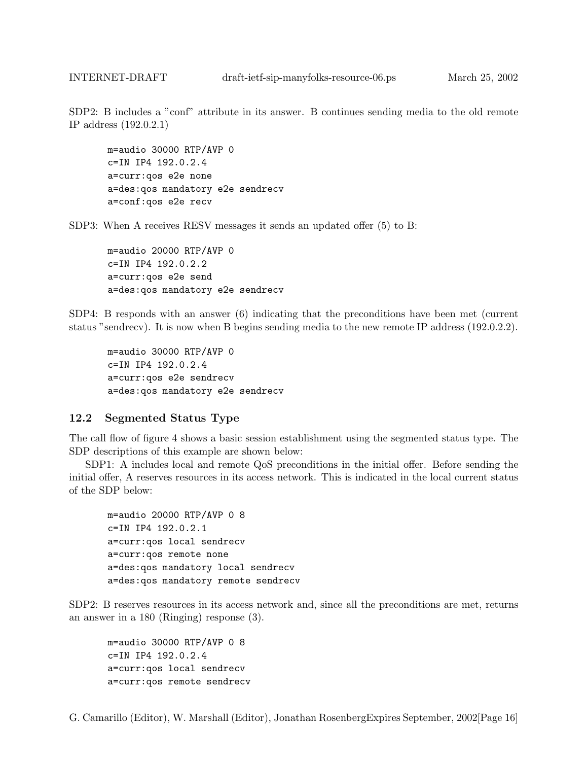SDP2: B includes a "conf" attribute in its answer. B continues sending media to the old remote IP address (192.0.2.1)

```
m=audio 30000 RTP/AVP 0
c=IN IP4 192.0.2.4
a=curr:qos e2e none
a=des:qos mandatory e2e sendrecv
a=conf:qos e2e recv
```

SDP3: When A receives RESV messages it sends an updated offer (5) to B:

```
m=audio 20000 RTP/AVP 0
c=IN IP4 192.0.2.2
a=curr:qos e2e send
a=des:qos mandatory e2e sendrecv
```

SDP4: B responds with an answer (6) indicating that the preconditions have been met (current status "sendrecv). It is now when B begins sending media to the new remote IP address (192.0.2.2).

```
m=audio 30000 RTP/AVP 0
c=IN IP4 192.0.2.4
a=curr:qos e2e sendrecv
a=des:qos mandatory e2e sendrecv
```

### 12.2 Segmented Status Type

The call flow of figure 4 shows a basic session establishment using the segmented status type. The SDP descriptions of this example are shown below:

SDP1: A includes local and remote QoS preconditions in the initial offer. Before sending the initial offer, A reserves resources in its access network. This is indicated in the local current status of the SDP below:

```
m=audio 20000 RTP/AVP 0 8
c=IN IP4 192.0.2.1
a=curr:qos local sendrecv
a=curr:qos remote none
a=des:qos mandatory local sendrecv
a=des:qos mandatory remote sendrecv
```

SDP2: B reserves resources in its access network and, since all the preconditions are met, returns an answer in a 180 (Ringing) response (3).

```
m=audio 30000 RTP/AVP 0 8
c=IN IP4 192.0.2.4
a=curr:qos local sendrecv
a=curr:qos remote sendrecv
```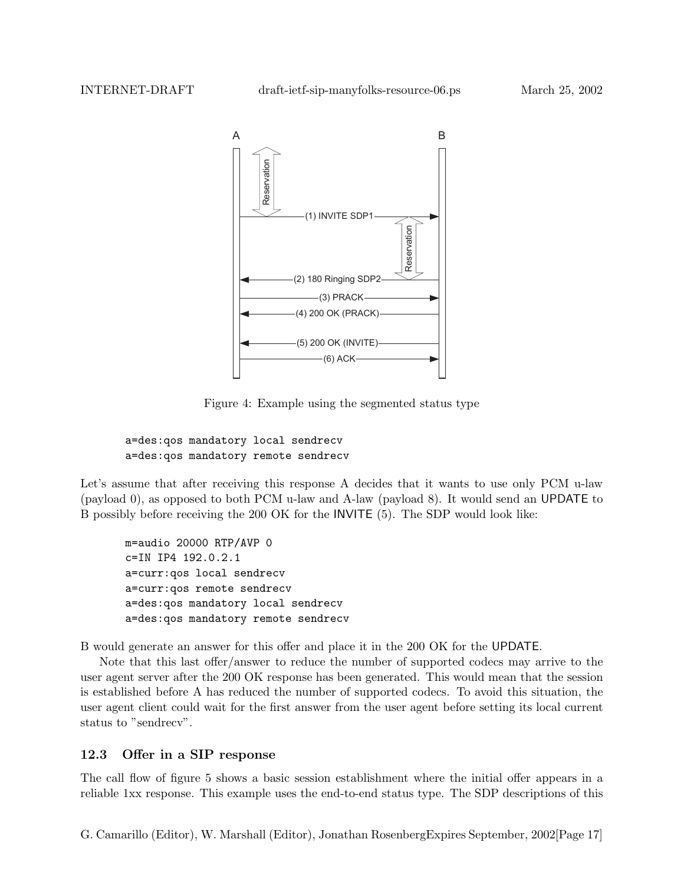```
            A                                    B
            |  ^                                 |
            |  | Reservation                     |
            |  v                                 |
            |--------(1) INVITE SDP1------------>|
            |                          ^         |
            |                          | Reservation
            |                          v         |
            |<-------(2) 180 Ringing SDP2--------|
            |--------(3) PRACK------------------>|
            |<-------(4) 200 OK (PRACK)----------|
            |                                    |
            |<-------(5) 200 OK (INVITE)---------|
            |--------(6) ACK-------------------->|
            |                                    |
```

Figure 4: Example using the segmented status type

```
a=des:qos mandatory local sendrecv
a=des:qos mandatory remote sendrecv
```

Let's assume that after receiving this response A decides that it wants to use only PCM u-law (payload 0), as opposed to both PCM u-law and A-law (payload 8). It would send an UPDATE to B possibly before receiving the 200 OK for the INVITE (5). The SDP would look like:

```
m=audio 20000 RTP/AVP 0
c=IN IP4 192.0.2.1
a=curr:qos local sendrecv
a=curr:qos remote sendrecv
a=des:qos mandatory local sendrecv
a=des:qos mandatory remote sendrecv
```

B would generate an answer for this offer and place it in the 200 OK for the UPDATE.

Note that this last offer/answer to reduce the number of supported codecs may arrive to the user agent server after the 200 OK response has been generated. This would mean that the session is established before A has reduced the number of supported codecs. To avoid this situation, the user agent client could wait for the first answer from the user agent before setting its local current status to "sendrecv".

### 12.3 Offer in a SIP response

The call flow of figure 5 shows a basic session establishment where the initial offer appears in a reliable 1xx response. This example uses the end-to-end status type. The SDP descriptions of this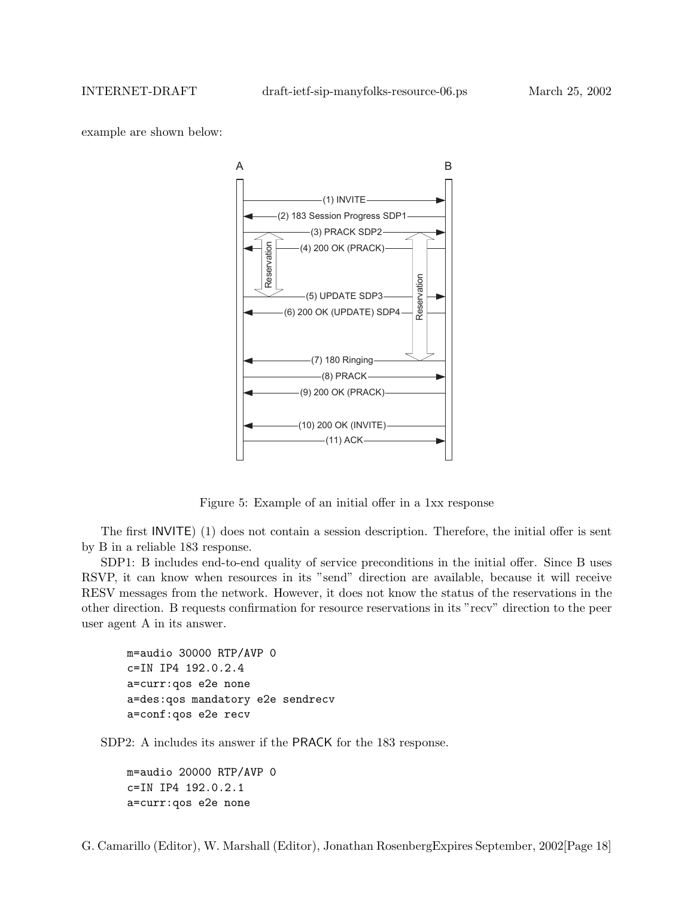example are shown below:

Figure 5: Example of an initial offer in a 1xx response

The first INVITE) (1) does not contain a session description. Therefore, the initial offer is sent by B in a reliable 183 response.

SDP1: B includes end-to-end quality of service preconditions in the initial offer. Since B uses RSVP, it can know when resources in its "send" direction are available, because it will receive RESV messages from the network. However, it does not know the status of the reservations in the other direction. B requests confirmation for resource reservations in its "recv" direction to the peer user agent A in its answer.

```
m=audio 30000 RTP/AVP 0
c=IN IP4 192.0.2.4
a=curr:qos e2e none
a=des:qos mandatory e2e sendrecv
a=conf:qos e2e recv
```

SDP2: A includes its answer if the PRACK for the 183 response.

```
m=audio 20000 RTP/AVP 0
c=IN IP4 192.0.2.1
a=curr:qos e2e none
```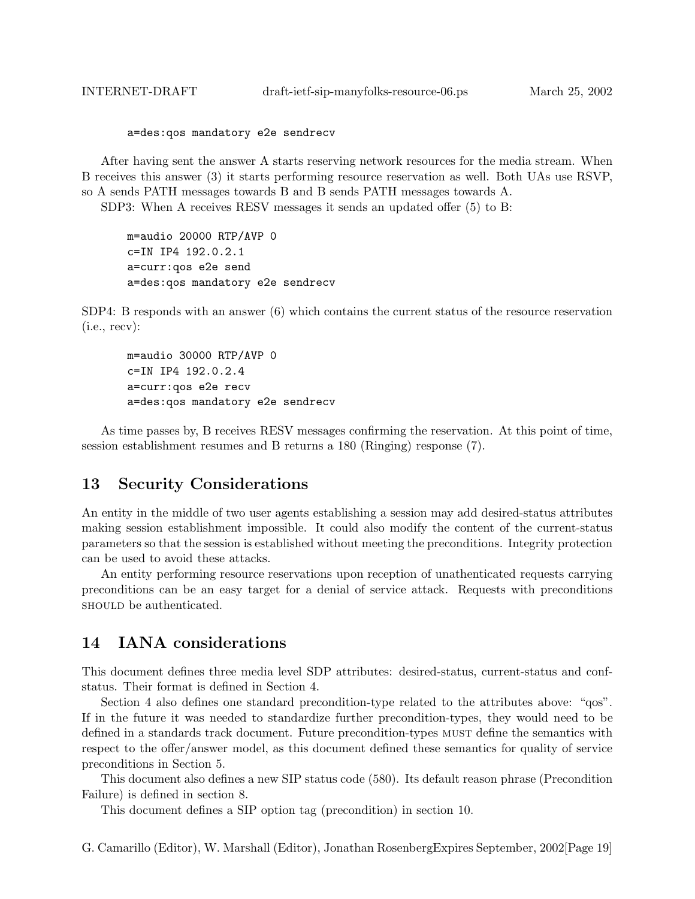```
a=des:qos mandatory e2e sendrecv
```

After having sent the answer A starts reserving network resources for the media stream. When B receives this answer (3) it starts performing resource reservation as well. Both UAs use RSVP, so A sends PATH messages towards B and B sends PATH messages towards A.

SDP3: When A receives RESV messages it sends an updated offer (5) to B:

```
m=audio 20000 RTP/AVP 0
c=IN IP4 192.0.2.1
a=curr:qos e2e send
a=des:qos mandatory e2e sendrecv
```

SDP4: B responds with an answer (6) which contains the current status of the resource reservation (i.e., recv):

```
m=audio 30000 RTP/AVP 0
c=IN IP4 192.0.2.4
a=curr:qos e2e recv
a=des:qos mandatory e2e sendrecv
```

As time passes by, B receives RESV messages confirming the reservation. At this point of time, session establishment resumes and B returns a 180 (Ringing) response (7).

## 13 Security Considerations

An entity in the middle of two user agents establishing a session may add desired-status attributes making session establishment impossible. It could also modify the content of the current-status parameters so that the session is established without meeting the preconditions. Integrity protection can be used to avoid these attacks.

An entity performing resource reservations upon reception of unathenticated requests carrying preconditions can be an easy target for a denial of service attack. Requests with preconditions SHOULD be authenticated.

## 14 IANA considerations

This document defines three media level SDP attributes: desired-status, current-status and conf-status. Their format is defined in Section 4.

Section 4 also defines one standard precondition-type related to the attributes above: "qos". If in the future it was needed to standardize further precondition-types, they would need to be defined in a standards track document. Future precondition-types MUST define the semantics with respect to the offer/answer model, as this document defined these semantics for quality of service preconditions in Section 5.

This document also defines a new SIP status code (580). Its default reason phrase (Precondition Failure) is defined in section 8.

This document defines a SIP option tag (precondition) in section 10.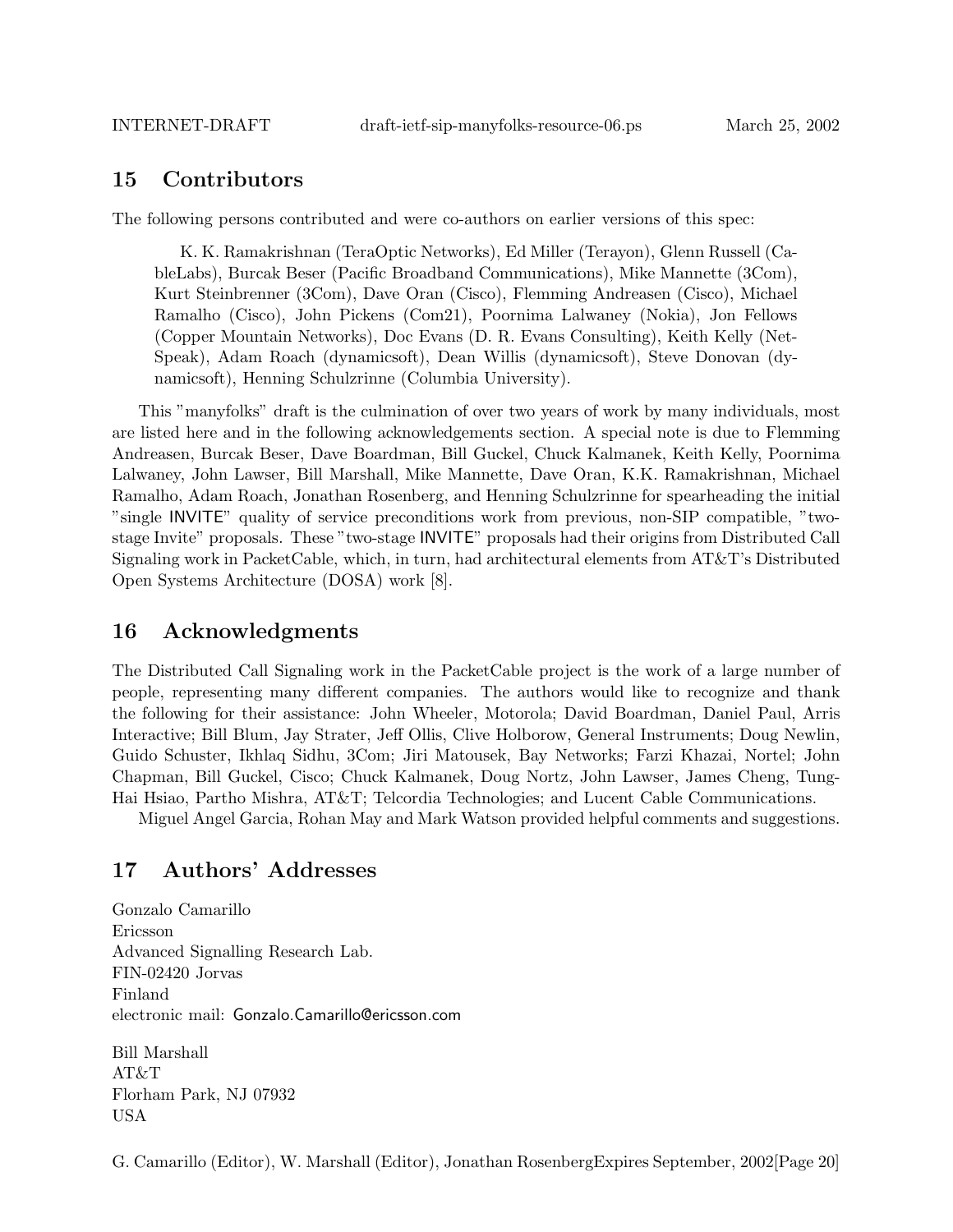## 15 Contributors

The following persons contributed and were co-authors on earlier versions of this spec:

> K. K. Ramakrishnan (TeraOptic Networks), Ed Miller (Terayon), Glenn Russell (CableLabs), Burcak Beser (Pacific Broadband Communications), Mike Mannette (3Com), Kurt Steinbrenner (3Com), Dave Oran (Cisco), Flemming Andreasen (Cisco), Michael Ramalho (Cisco), John Pickens (Com21), Poornima Lalwaney (Nokia), Jon Fellows (Copper Mountain Networks), Doc Evans (D. R. Evans Consulting), Keith Kelly (NetSpeak), Adam Roach (dynamicsoft), Dean Willis (dynamicsoft), Steve Donovan (dynamicsoft), Henning Schulzrinne (Columbia University).

This "manyfolks" draft is the culmination of over two years of work by many individuals, most are listed here and in the following acknowledgements section. A special note is due to Flemming Andreasen, Burcak Beser, Dave Boardman, Bill Guckel, Chuck Kalmanek, Keith Kelly, Poornima Lalwaney, John Lawser, Bill Marshall, Mike Mannette, Dave Oran, K.K. Ramakrishnan, Michael Ramalho, Adam Roach, Jonathan Rosenberg, and Henning Schulzrinne for spearheading the initial "single INVITE" quality of service preconditions work from previous, non-SIP compatible, "two-stage Invite" proposals. These "two-stage INVITE" proposals had their origins from Distributed Call Signaling work in PacketCable, which, in turn, had architectural elements from AT&T's Distributed Open Systems Architecture (DOSA) work [8].

## 16 Acknowledgments

The Distributed Call Signaling work in the PacketCable project is the work of a large number of people, representing many different companies. The authors would like to recognize and thank the following for their assistance: John Wheeler, Motorola; David Boardman, Daniel Paul, Arris Interactive; Bill Blum, Jay Strater, Jeff Ollis, Clive Holborow, General Instruments; Doug Newlin, Guido Schuster, Ikhlaq Sidhu, 3Com; Jiri Matousek, Bay Networks; Farzi Khazai, Nortel; John Chapman, Bill Guckel, Cisco; Chuck Kalmanek, Doug Nortz, John Lawser, James Cheng, Tung-Hai Hsiao, Partho Mishra, AT&T; Telcordia Technologies; and Lucent Cable Communications.

Miguel Angel Garcia, Rohan May and Mark Watson provided helpful comments and suggestions.

## 17 Authors' Addresses

Gonzalo Camarillo
Ericsson
Advanced Signalling Research Lab.
FIN-02420 Jorvas
Finland
electronic mail: Gonzalo.Camarillo@ericsson.com

Bill Marshall
AT&T
Florham Park, NJ 07932
USA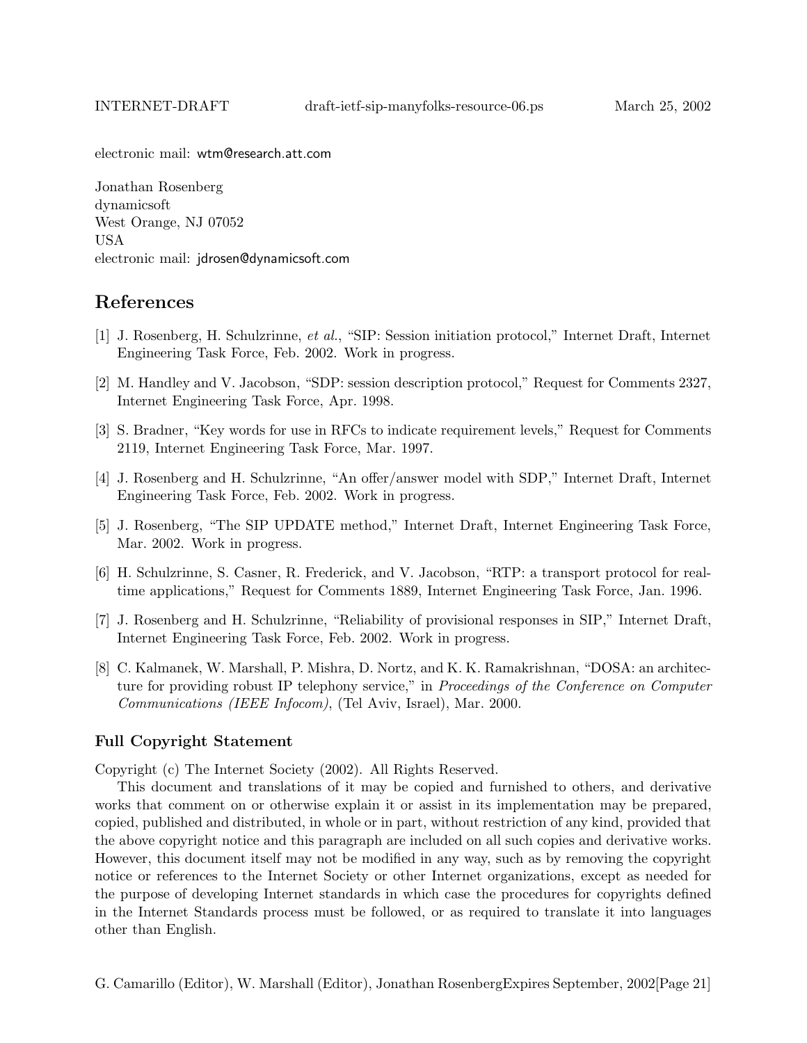electronic mail: wtm@research.att.com

Jonathan Rosenberg
dynamicsoft
West Orange, NJ 07052
USA
electronic mail: jdrosen@dynamicsoft.com

## References

[1] J. Rosenberg, H. Schulzrinne, *et al.*, "SIP: Session initiation protocol," Internet Draft, Internet Engineering Task Force, Feb. 2002. Work in progress.

[2] M. Handley and V. Jacobson, "SDP: session description protocol," Request for Comments 2327, Internet Engineering Task Force, Apr. 1998.

[3] S. Bradner, "Key words for use in RFCs to indicate requirement levels," Request for Comments 2119, Internet Engineering Task Force, Mar. 1997.

[4] J. Rosenberg and H. Schulzrinne, "An offer/answer model with SDP," Internet Draft, Internet Engineering Task Force, Feb. 2002. Work in progress.

[5] J. Rosenberg, "The SIP UPDATE method," Internet Draft, Internet Engineering Task Force, Mar. 2002. Work in progress.

[6] H. Schulzrinne, S. Casner, R. Frederick, and V. Jacobson, "RTP: a transport protocol for real-time applications," Request for Comments 1889, Internet Engineering Task Force, Jan. 1996.

[7] J. Rosenberg and H. Schulzrinne, "Reliability of provisional responses in SIP," Internet Draft, Internet Engineering Task Force, Feb. 2002. Work in progress.

[8] C. Kalmanek, W. Marshall, P. Mishra, D. Nortz, and K. K. Ramakrishnan, "DOSA: an architecture for providing robust IP telephony service," in *Proceedings of the Conference on Computer Communications (IEEE Infocom)*, (Tel Aviv, Israel), Mar. 2000.

### Full Copyright Statement

Copyright (c) The Internet Society (2002). All Rights Reserved.

This document and translations of it may be copied and furnished to others, and derivative works that comment on or otherwise explain it or assist in its implementation may be prepared, copied, published and distributed, in whole or in part, without restriction of any kind, provided that the above copyright notice and this paragraph are included on all such copies and derivative works. However, this document itself may not be modified in any way, such as by removing the copyright notice or references to the Internet Society or other Internet organizations, except as needed for the purpose of developing Internet standards in which case the procedures for copyrights defined in the Internet Standards process must be followed, or as required to translate it into languages other than English.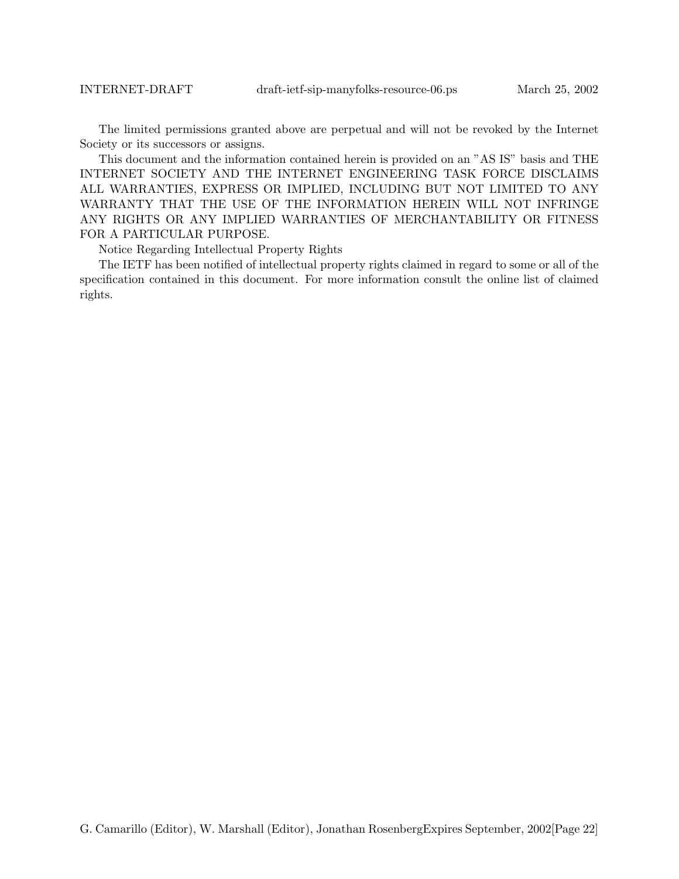The limited permissions granted above are perpetual and will not be revoked by the Internet Society or its successors or assigns.

This document and the information contained herein is provided on an "AS IS" basis and THE INTERNET SOCIETY AND THE INTERNET ENGINEERING TASK FORCE DISCLAIMS ALL WARRANTIES, EXPRESS OR IMPLIED, INCLUDING BUT NOT LIMITED TO ANY WARRANTY THAT THE USE OF THE INFORMATION HEREIN WILL NOT INFRINGE ANY RIGHTS OR ANY IMPLIED WARRANTIES OF MERCHANTABILITY OR FITNESS FOR A PARTICULAR PURPOSE.

Notice Regarding Intellectual Property Rights

The IETF has been notified of intellectual property rights claimed in regard to some or all of the specification contained in this document. For more information consult the online list of claimed rights.